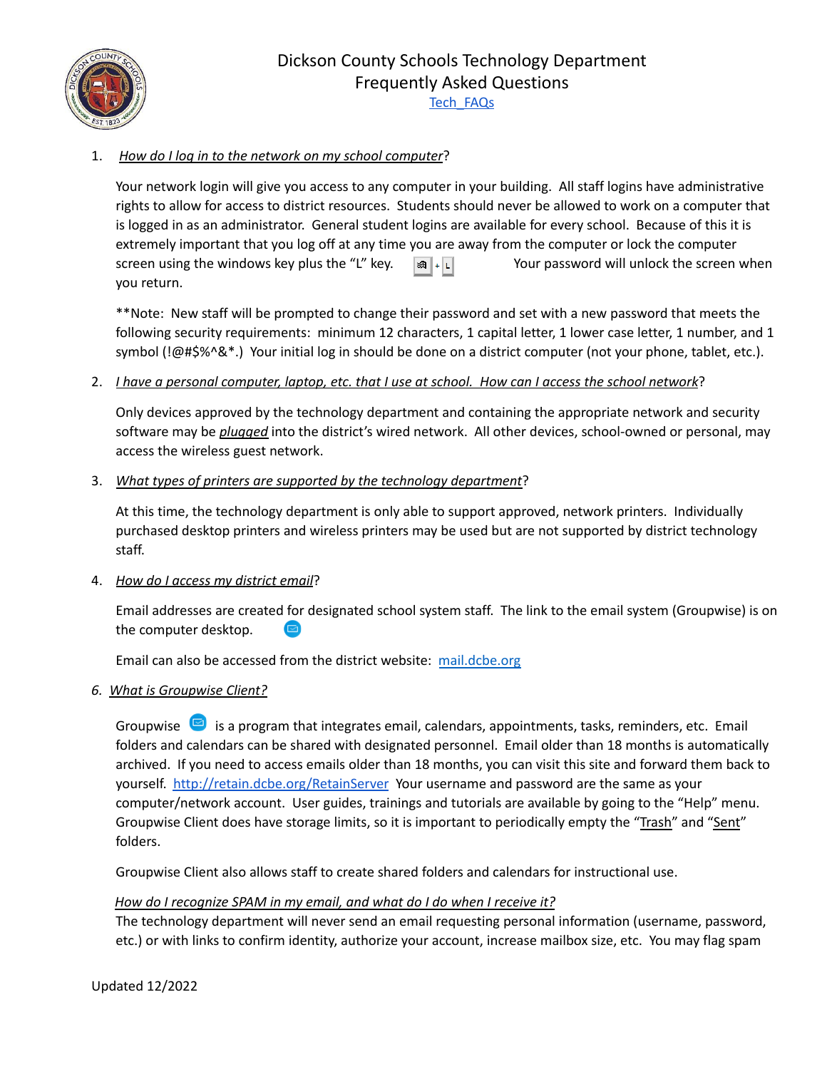# Dickson County Schools Technology Department
## Frequently Asked Questions
[Tech_FAQs]

1. ***How do I log in to the network on my school computer*?**

   Your network login will give you access to any computer in your building. All staff logins have administrative rights to allow for access to district resources. Students should never be allowed to work on a computer that is logged in as an administrator. General student logins are available for every school. Because of this it is extremely important that you log off at any time you are away from the computer or lock the computer screen using the windows key plus the "L" key. Your password will unlock the screen when you return.

   **Note: New staff will be prompted to change their password and set with a new password that meets the following security requirements: minimum 12 characters, 1 capital letter, 1 lower case letter, 1 number, and 1 symbol (!@#$%^&*.) Your initial log in should be done on a district computer (not your phone, tablet, etc.).

2. ***I have a personal computer, laptop, etc. that I use at school. How can I access the school network*?**

   Only devices approved by the technology department and containing the appropriate network and security software may be ***plugged*** into the district's wired network. All other devices, school-owned or personal, may access the wireless guest network.

3. ***What types of printers are supported by the technology department*?**

   At this time, the technology department is only able to support approved, network printers. Individually purchased desktop printers and wireless printers may be used but are not supported by district technology staff.

4. ***How do I access my district email*?**

   Email addresses are created for designated school system staff. The link to the email system (Groupwise) is on the computer desktop.

   Email can also be accessed from the district website: [mail.dcbe.org]

6. ***What is Groupwise Client?***

   Groupwise is a program that integrates email, calendars, appointments, tasks, reminders, etc. Email folders and calendars can be shared with designated personnel. Email older than 18 months is automatically archived. If you need to access emails older than 18 months, you can visit this site and forward them back to yourself. [http://retain.dcbe.org/RetainServer] Your username and password are the same as your computer/network account. User guides, trainings and tutorials are available by going to the "Help" menu. Groupwise Client does have storage limits, so it is important to periodically empty the "Trash" and "Sent" folders.

   Groupwise Client also allows staff to create shared folders and calendars for instructional use.

   ***How do I recognize SPAM in my email, and what do I do when I receive it?***

   The technology department will never send an email requesting personal information (username, password, etc.) or with links to confirm identity, authorize your account, increase mailbox size, etc. You may flag spam

Updated 12/2022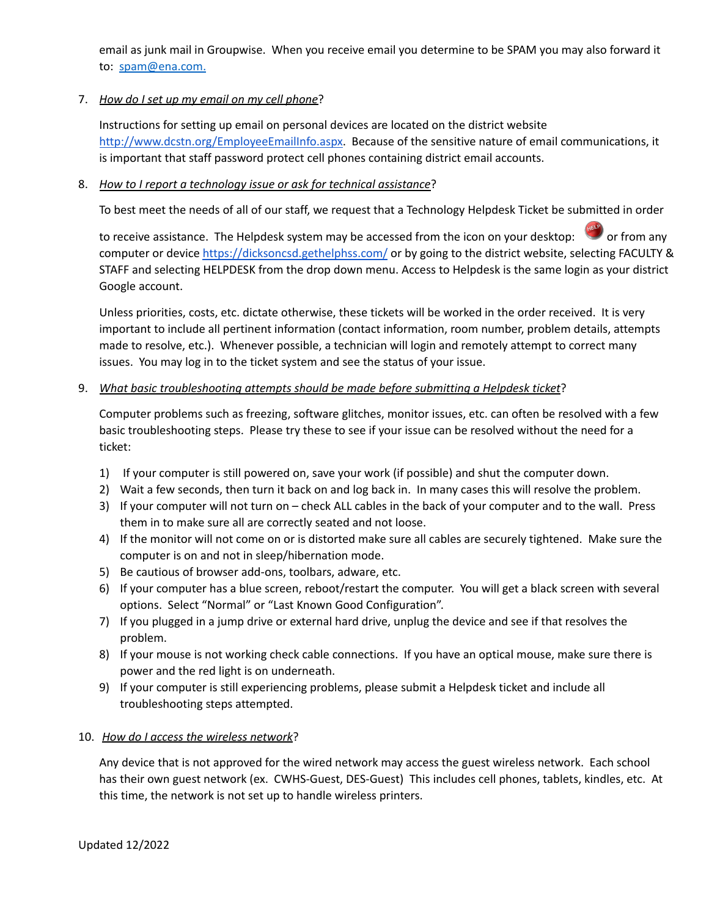email as junk mail in Groupwise. When you receive email you determine to be SPAM you may also forward it to: [spam@ena.com.](mailto:spam@ena.com)

7. *How do I set up my email on my cell phone*?

   Instructions for setting up email on personal devices are located on the district website [http://www.dcstn.org/EmployeeEmailInfo.aspx](http://www.dcstn.org/EmployeeEmailInfo.aspx). Because of the sensitive nature of email communications, it is important that staff password protect cell phones containing district email accounts.

8. *How to I report a technology issue or ask for technical assistance*?

   To best meet the needs of all of our staff, we request that a Technology Helpdesk Ticket be submitted in order to receive assistance. The Helpdesk system may be accessed from the icon on your desktop: or from any computer or device [https://dicksoncsd.gethelphss.com/](https://dicksoncsd.gethelphss.com/) or by going to the district website, selecting FACULTY & STAFF and selecting HELPDESK from the drop down menu. Access to Helpdesk is the same login as your district Google account.

   Unless priorities, costs, etc. dictate otherwise, these tickets will be worked in the order received. It is very important to include all pertinent information (contact information, room number, problem details, attempts made to resolve, etc.). Whenever possible, a technician will login and remotely attempt to correct many issues. You may log in to the ticket system and see the status of your issue.

9. *What basic troubleshooting attempts should be made before submitting a Helpdesk ticket*?

   Computer problems such as freezing, software glitches, monitor issues, etc. can often be resolved with a few basic troubleshooting steps. Please try these to see if your issue can be resolved without the need for a ticket:

   1) If your computer is still powered on, save your work (if possible) and shut the computer down.
   2) Wait a few seconds, then turn it back on and log back in. In many cases this will resolve the problem.
   3) If your computer will not turn on – check ALL cables in the back of your computer and to the wall. Press them in to make sure all are correctly seated and not loose.
   4) If the monitor will not come on or is distorted make sure all cables are securely tightened. Make sure the computer is on and not in sleep/hibernation mode.
   5) Be cautious of browser add-ons, toolbars, adware, etc.
   6) If your computer has a blue screen, reboot/restart the computer. You will get a black screen with several options. Select "Normal" or "Last Known Good Configuration".
   7) If you plugged in a jump drive or external hard drive, unplug the device and see if that resolves the problem.
   8) If your mouse is not working check cable connections. If you have an optical mouse, make sure there is power and the red light is on underneath.
   9) If your computer is still experiencing problems, please submit a Helpdesk ticket and include all troubleshooting steps attempted.

10. *How do I access the wireless network*?

    Any device that is not approved for the wired network may access the guest wireless network. Each school has their own guest network (ex. CWHS-Guest, DES-Guest) This includes cell phones, tablets, kindles, etc. At this time, the network is not set up to handle wireless printers.

Updated 12/2022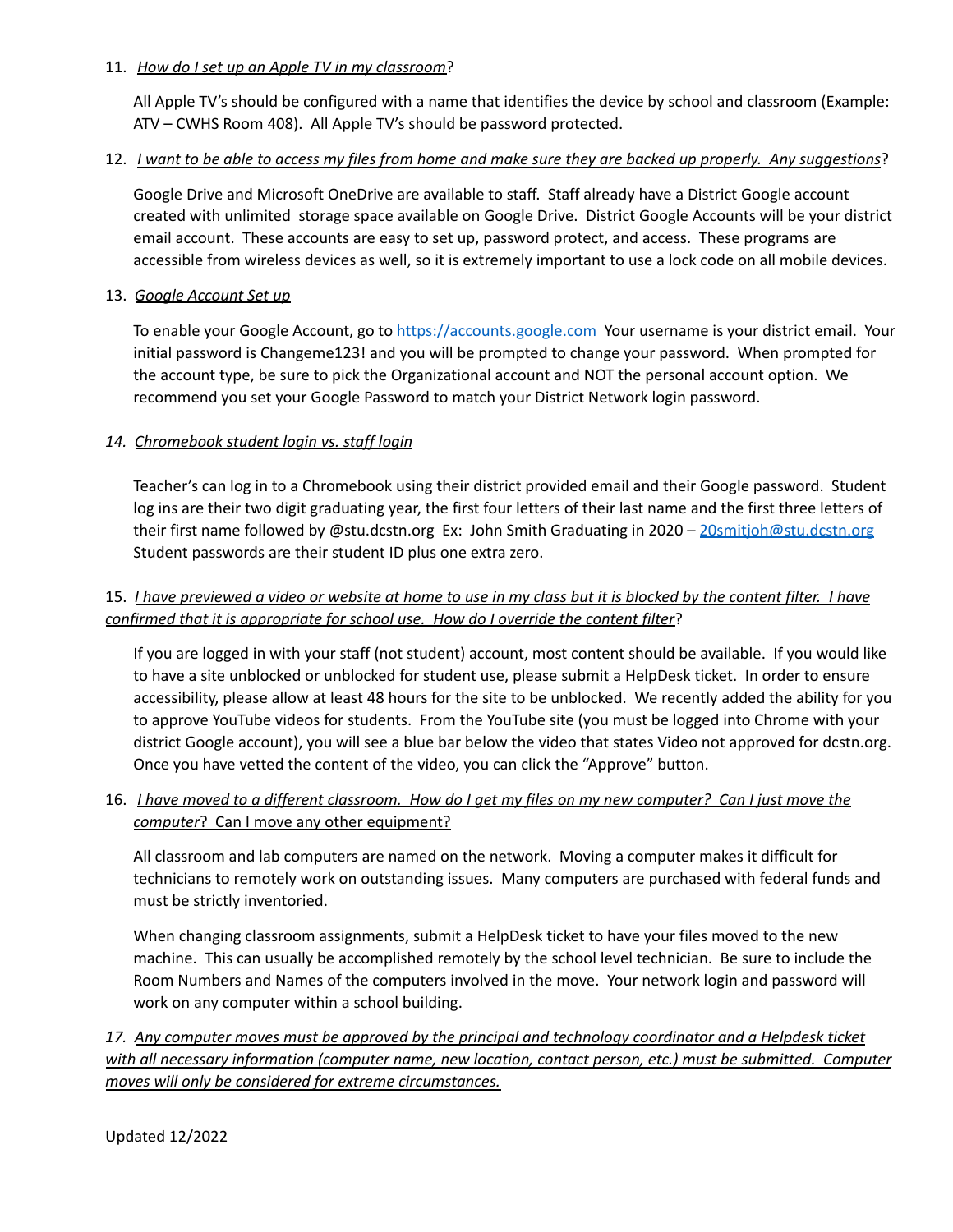11. *How do I set up an Apple TV in my classroom*?

    All Apple TV's should be configured with a name that identifies the device by school and classroom (Example: ATV – CWHS Room 408). All Apple TV's should be password protected.

12. *I want to be able to access my files from home and make sure they are backed up properly. Any suggestions*?

    Google Drive and Microsoft OneDrive are available to staff. Staff already have a District Google account created with unlimited storage space available on Google Drive. District Google Accounts will be your district email account. These accounts are easy to set up, password protect, and access. These programs are accessible from wireless devices as well, so it is extremely important to use a lock code on all mobile devices.

13. *Google Account Set up*

    To enable your Google Account, go to https://accounts.google.com Your username is your district email. Your initial password is Changeme123! and you will be prompted to change your password. When prompted for the account type, be sure to pick the Organizational account and NOT the personal account option. We recommend you set your Google Password to match your District Network login password.

14. *Chromebook student login vs. staff login*

    Teacher's can log in to a Chromebook using their district provided email and their Google password. Student log ins are their two digit graduating year, the first four letters of their last name and the first three letters of their first name followed by @stu.dcstn.org Ex: John Smith Graduating in 2020 – 20smitjoh@stu.dcstn.org Student passwords are their student ID plus one extra zero.

15. *I have previewed a video or website at home to use in my class but it is blocked by the content filter. I have confirmed that it is appropriate for school use. How do I override the content filter*?

    If you are logged in with your staff (not student) account, most content should be available. If you would like to have a site unblocked or unblocked for student use, please submit a HelpDesk ticket. In order to ensure accessibility, please allow at least 48 hours for the site to be unblocked. We recently added the ability for you to approve YouTube videos for students. From the YouTube site (you must be logged into Chrome with your district Google account), you will see a blue bar below the video that states Video not approved for dcstn.org. Once you have vetted the content of the video, you can click the "Approve" button.

16. *I have moved to a different classroom. How do I get my files on my new computer? Can I just move the computer? Can I move any other equipment?*

    All classroom and lab computers are named on the network. Moving a computer makes it difficult for technicians to remotely work on outstanding issues. Many computers are purchased with federal funds and must be strictly inventoried.

    When changing classroom assignments, submit a HelpDesk ticket to have your files moved to the new machine. This can usually be accomplished remotely by the school level technician. Be sure to include the Room Numbers and Names of the computers involved in the move. Your network login and password will work on any computer within a school building.

17. *Any computer moves must be approved by the principal and technology coordinator and a Helpdesk ticket with all necessary information (computer name, new location, contact person, etc.) must be submitted. Computer moves will only be considered for extreme circumstances.*

Updated 12/2022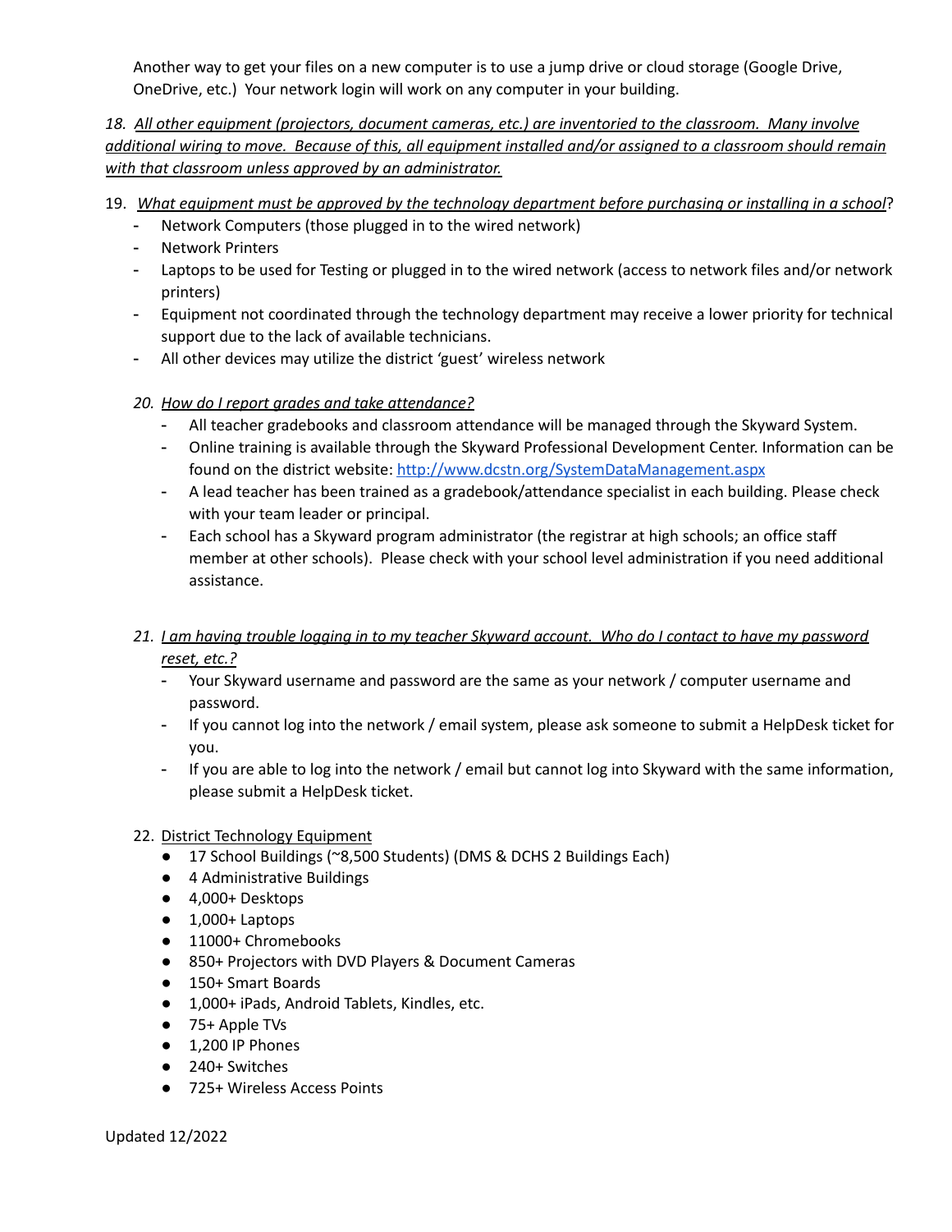Another way to get your files on a new computer is to use a jump drive or cloud storage (Google Drive, OneDrive, etc.) Your network login will work on any computer in your building.

18. *All other equipment (projectors, document cameras, etc.) are inventoried to the classroom. Many involve additional wiring to move. Because of this, all equipment installed and/or assigned to a classroom should remain with that classroom unless approved by an administrator.*

19. *What equipment must be approved by the technology department before purchasing or installing in a school*?
    - Network Computers (those plugged in to the wired network)
    - Network Printers
    - Laptops to be used for Testing or plugged in to the wired network (access to network files and/or network printers)
    - Equipment not coordinated through the technology department may receive a lower priority for technical support due to the lack of available technicians.
    - All other devices may utilize the district 'guest' wireless network

20. *How do I report grades and take attendance?*
    - All teacher gradebooks and classroom attendance will be managed through the Skyward System.
    - Online training is available through the Skyward Professional Development Center. Information can be found on the district website: http://www.dcstn.org/SystemDataManagement.aspx
    - A lead teacher has been trained as a gradebook/attendance specialist in each building. Please check with your team leader or principal.
    - Each school has a Skyward program administrator (the registrar at high schools; an office staff member at other schools). Please check with your school level administration if you need additional assistance.

21. *I am having trouble logging in to my teacher Skyward account. Who do I contact to have my password reset, etc.?*
    - Your Skyward username and password are the same as your network / computer username and password.
    - If you cannot log into the network / email system, please ask someone to submit a HelpDesk ticket for you.
    - If you are able to log into the network / email but cannot log into Skyward with the same information, please submit a HelpDesk ticket.

22. District Technology Equipment
    - 17 School Buildings (~8,500 Students) (DMS & DCHS 2 Buildings Each)
    - 4 Administrative Buildings
    - 4,000+ Desktops
    - 1,000+ Laptops
    - 11000+ Chromebooks
    - 850+ Projectors with DVD Players & Document Cameras
    - 150+ Smart Boards
    - 1,000+ iPads, Android Tablets, Kindles, etc.
    - 75+ Apple TVs
    - 1,200 IP Phones
    - 240+ Switches
    - 725+ Wireless Access Points

Updated 12/2022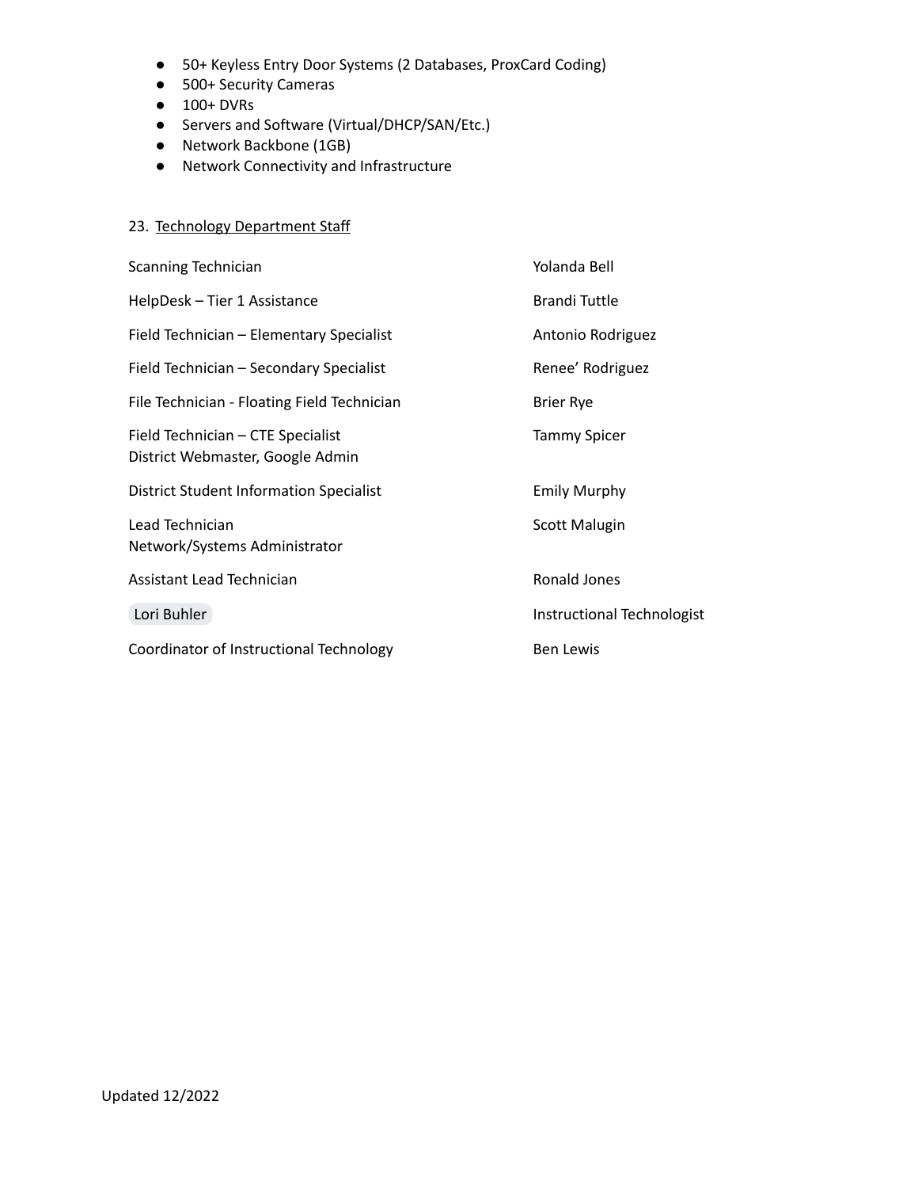- 50+ Keyless Entry Door Systems (2 Databases, ProxCard Coding)
- 500+ Security Cameras
- 100+ DVRs
- Servers and Software (Virtual/DHCP/SAN/Etc.)
- Network Backbone (1GB)
- Network Connectivity and Infrastructure

23. Technology Department Staff

| | |
|---|---|
| Scanning Technician | Yolanda Bell |
| HelpDesk – Tier 1 Assistance | Brandi Tuttle |
| Field Technician – Elementary Specialist | Antonio Rodriguez |
| Field Technician – Secondary Specialist | Renee' Rodriguez |
| File Technician - Floating Field Technician | Brier Rye |
| Field Technician – CTE Specialist<br>District Webmaster, Google Admin | Tammy Spicer |
| District Student Information Specialist | Emily Murphy |
| Lead Technician<br>Network/Systems Administrator | Scott Malugin |
| Assistant Lead Technician | Ronald Jones |
| Lori Buhler | Instructional Technologist |
| Coordinator of Instructional Technology | Ben Lewis |

Updated 12/2022